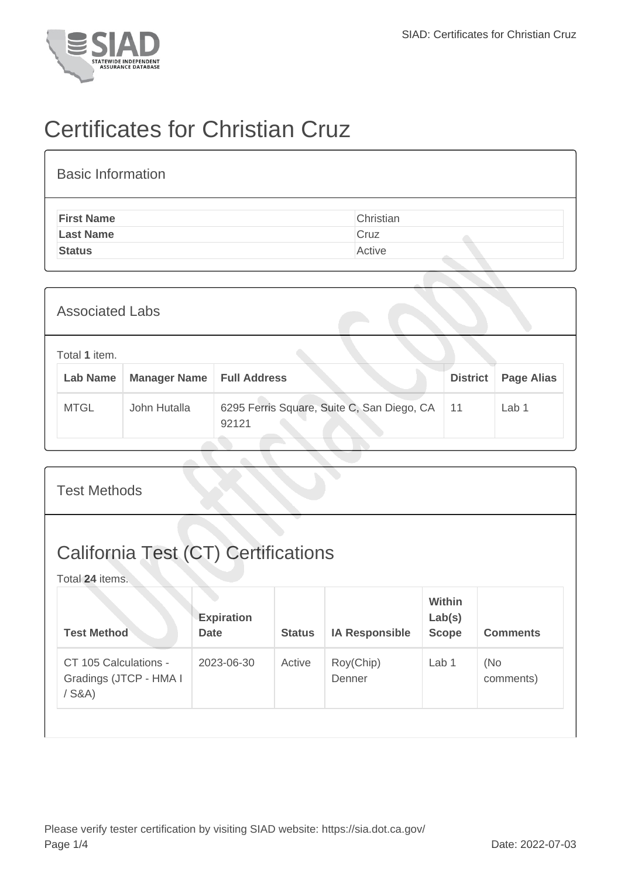# Certificates for Christian Cruz

## Basic Information

| | |
|---|---|
| **First Name** | Christian |
| **Last Name** | Cruz |
| **Status** | Active |

## Associated Labs

Total **1** item.

| Lab Name | Manager Name | Full Address | District | Page Alias |
|---|---|---|---|---|
| MTGL | John Hutalla | 6295 Ferris Square, Suite C, San Diego, CA 92121 | 11 | Lab 1 |

## Test Methods

## California Test (CT) Certifications

Total **24** items.

| Test Method | Expiration Date | Status | IA Responsible | Within Lab(s) Scope | Comments |
|---|---|---|---|---|---|
| CT 105 Calculations - Gradings (JTCP - HMA I / S&A) | 2023-06-30 | Active | Roy(Chip) Denner | Lab 1 | (No comments) |

Please verify tester certification by visiting SIAD website: https://sia.dot.ca.gov/

Date: 2022-07-03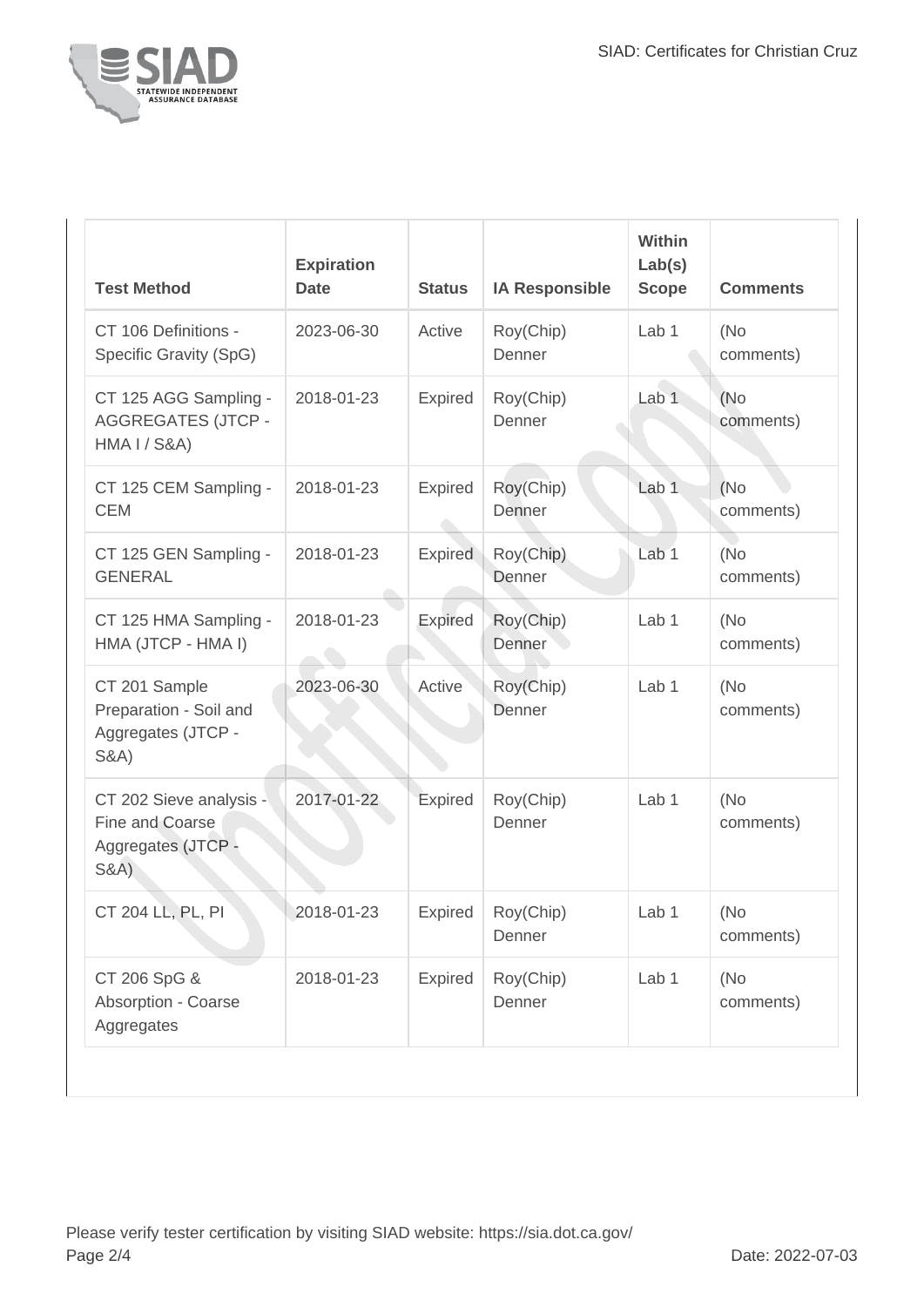| Test Method | Expiration Date | Status | IA Responsible | Within Lab(s) Scope | Comments |
| --- | --- | --- | --- | --- | --- |
| CT 106 Definitions - Specific Gravity (SpG) | 2023-06-30 | Active | Roy(Chip) Denner | Lab 1 | (No comments) |
| CT 125 AGG Sampling - AGGREGATES (JTCP - HMA I / S&A) | 2018-01-23 | Expired | Roy(Chip) Denner | Lab 1 | (No comments) |
| CT 125 CEM Sampling - CEM | 2018-01-23 | Expired | Roy(Chip) Denner | Lab 1 | (No comments) |
| CT 125 GEN Sampling - GENERAL | 2018-01-23 | Expired | Roy(Chip) Denner | Lab 1 | (No comments) |
| CT 125 HMA Sampling - HMA (JTCP - HMA I) | 2018-01-23 | Expired | Roy(Chip) Denner | Lab 1 | (No comments) |
| CT 201 Sample Preparation - Soil and Aggregates (JTCP - S&A) | 2023-06-30 | Active | Roy(Chip) Denner | Lab 1 | (No comments) |
| CT 202 Sieve analysis - Fine and Coarse Aggregates (JTCP - S&A) | 2017-01-22 | Expired | Roy(Chip) Denner | Lab 1 | (No comments) |
| CT 204 LL, PL, PI | 2018-01-23 | Expired | Roy(Chip) Denner | Lab 1 | (No comments) |
| CT 206 SpG & Absorption - Coarse Aggregates | 2018-01-23 | Expired | Roy(Chip) Denner | Lab 1 | (No comments) |

Please verify tester certification by visiting SIAD website: https://sia.dot.ca.gov/

Date: 2022-07-03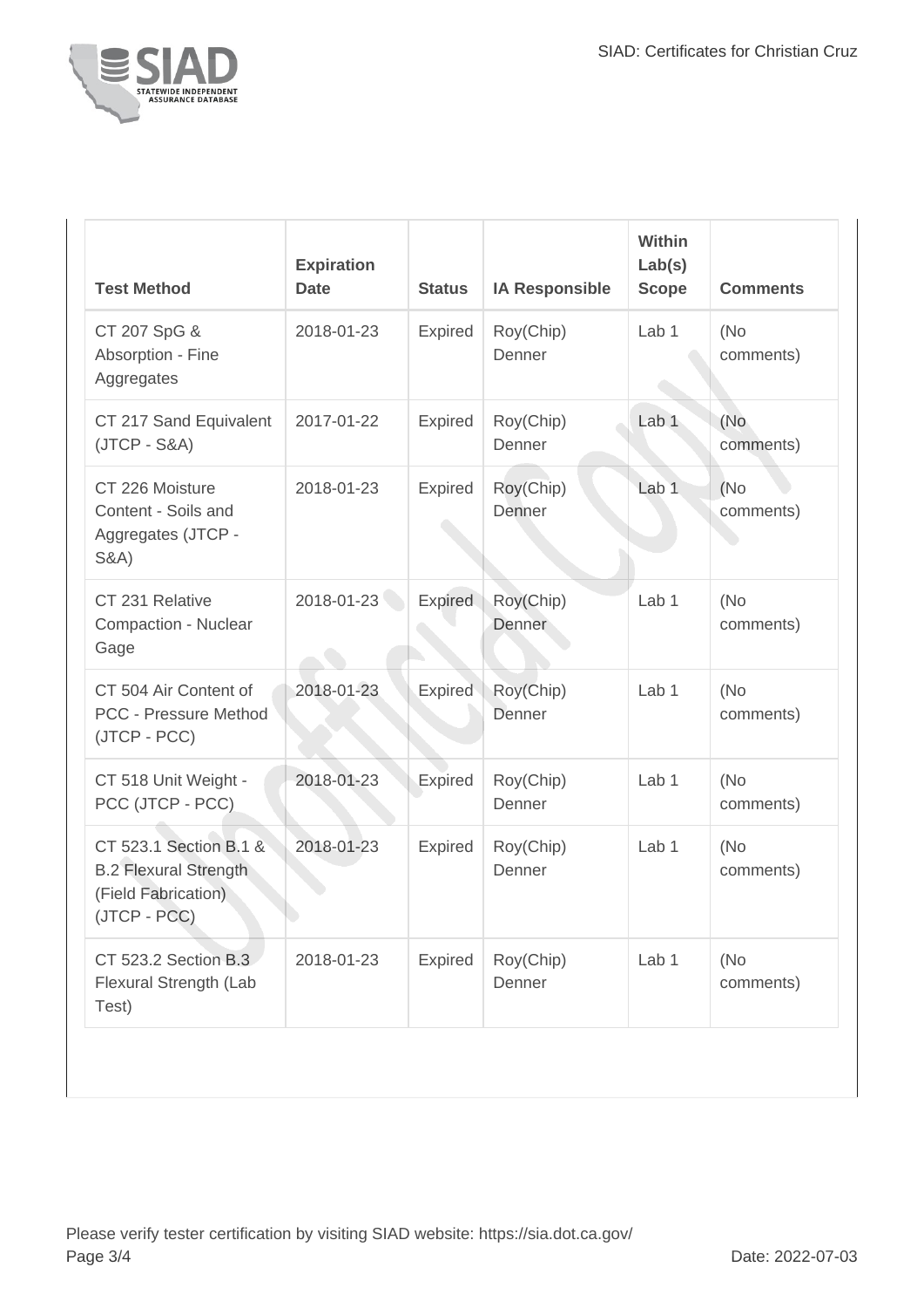| Test Method | Expiration Date | Status | IA Responsible | Within Lab(s) Scope | Comments |
| --- | --- | --- | --- | --- | --- |
| CT 207 SpG & Absorption - Fine Aggregates | 2018-01-23 | Expired | Roy(Chip) Denner | Lab 1 | (No comments) |
| CT 217 Sand Equivalent (JTCP - S&A) | 2017-01-22 | Expired | Roy(Chip) Denner | Lab 1 | (No comments) |
| CT 226 Moisture Content - Soils and Aggregates (JTCP - S&A) | 2018-01-23 | Expired | Roy(Chip) Denner | Lab 1 | (No comments) |
| CT 231 Relative Compaction - Nuclear Gage | 2018-01-23 | Expired | Roy(Chip) Denner | Lab 1 | (No comments) |
| CT 504 Air Content of PCC - Pressure Method (JTCP - PCC) | 2018-01-23 | Expired | Roy(Chip) Denner | Lab 1 | (No comments) |
| CT 518 Unit Weight - PCC (JTCP - PCC) | 2018-01-23 | Expired | Roy(Chip) Denner | Lab 1 | (No comments) |
| CT 523.1 Section B.1 & B.2 Flexural Strength (Field Fabrication) (JTCP - PCC) | 2018-01-23 | Expired | Roy(Chip) Denner | Lab 1 | (No comments) |
| CT 523.2 Section B.3 Flexural Strength (Lab Test) | 2018-01-23 | Expired | Roy(Chip) Denner | Lab 1 | (No comments) |

Please verify tester certification by visiting SIAD website: https://sia.dot.ca.gov/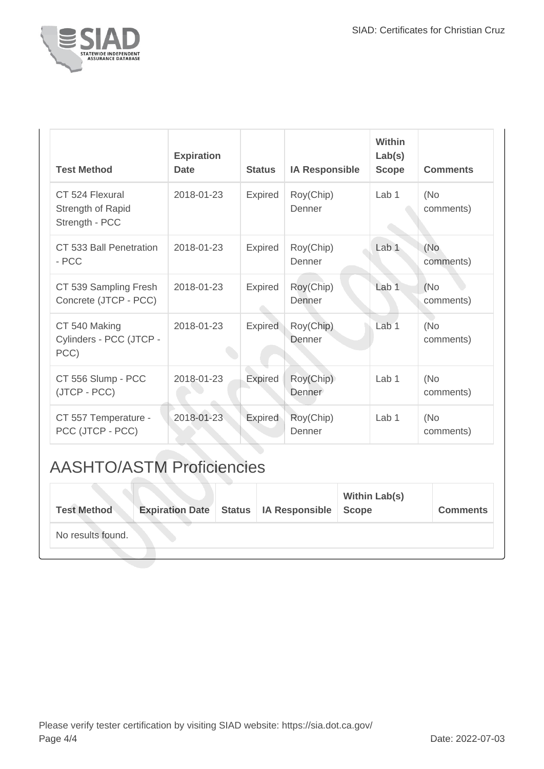| Test Method | Expiration Date | Status | IA Responsible | Within Lab(s) Scope | Comments |
| --- | --- | --- | --- | --- | --- |
| CT 524 Flexural Strength of Rapid Strength - PCC | 2018-01-23 | Expired | Roy(Chip) Denner | Lab 1 | (No comments) |
| CT 533 Ball Penetration - PCC | 2018-01-23 | Expired | Roy(Chip) Denner | Lab 1 | (No comments) |
| CT 539 Sampling Fresh Concrete (JTCP - PCC) | 2018-01-23 | Expired | Roy(Chip) Denner | Lab 1 | (No comments) |
| CT 540 Making Cylinders - PCC (JTCP - PCC) | 2018-01-23 | Expired | Roy(Chip) Denner | Lab 1 | (No comments) |
| CT 556 Slump - PCC (JTCP - PCC) | 2018-01-23 | Expired | Roy(Chip) Denner | Lab 1 | (No comments) |
| CT 557 Temperature - PCC (JTCP - PCC) | 2018-01-23 | Expired | Roy(Chip) Denner | Lab 1 | (No comments) |

## AASHTO/ASTM Proficiencies

| Test Method | Expiration Date | Status | IA Responsible | Within Lab(s) Scope | Comments |
| --- | --- | --- | --- | --- | --- |
| No results found. | | | | | |

Please verify tester certification by visiting SIAD website: https://sia.dot.ca.gov/

Date: 2022-07-03